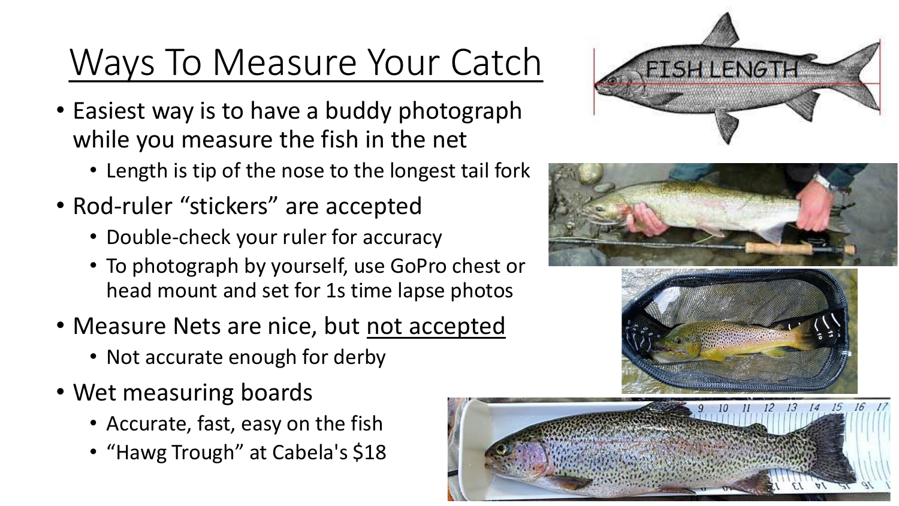# Ways To Measure Your Catch

- Easiest way is to have a buddy photograph while you measure the fish in the net
  - Length is tip of the nose to the longest tail fork
- Rod-ruler "stickers" are accepted
  - Double-check your ruler for accuracy
  - To photograph by yourself, use GoPro chest or head mount and set for 1s time lapse photos
- Measure Nets are nice, but <u>not accepted</u>
  - Not accurate enough for derby
- Wet measuring boards
  - Accurate, fast, easy on the fish
  - "Hawg Trough" at Cabela's $18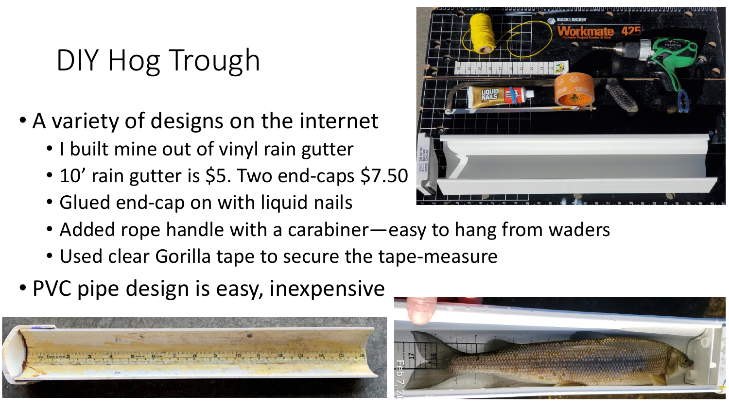# DIY Hog Trough

- A variety of designs on the internet
  - I built mine out of vinyl rain gutter
  - 10' rain gutter is $5. Two end-caps $7.50
  - Glued end-cap on with liquid nails
  - Added rope handle with a carabiner—easy to hang from waders
  - Used clear Gorilla tape to secure the tape-measure
- PVC pipe design is easy, inexpensive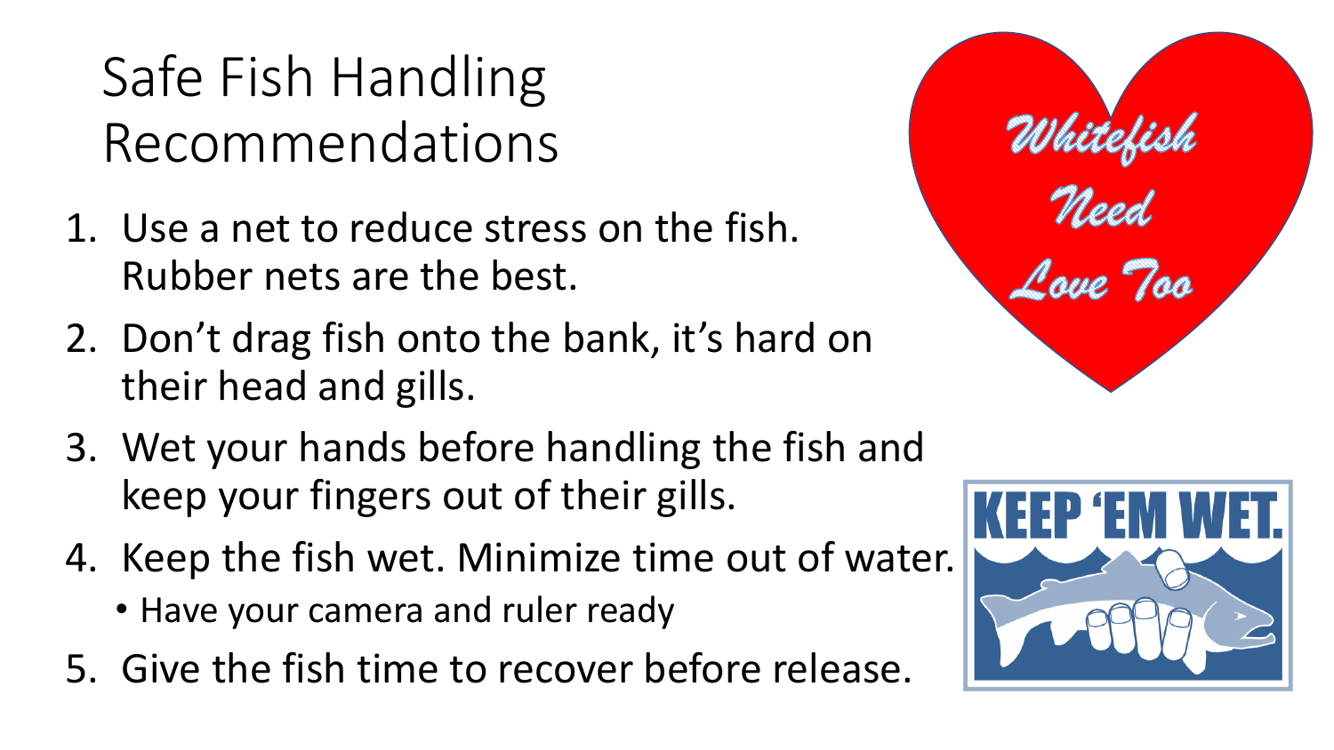# Safe Fish Handling Recommendations

1. Use a net to reduce stress on the fish. Rubber nets are the best.
2. Don't drag fish onto the bank, it's hard on their head and gills.
3. Wet your hands before handling the fish and keep your fingers out of their gills.
4. Keep the fish wet. Minimize time out of water.
   - Have your camera and ruler ready
5. Give the fish time to recover before release.

Whitefish Need Love Too

KEEP 'EM WET.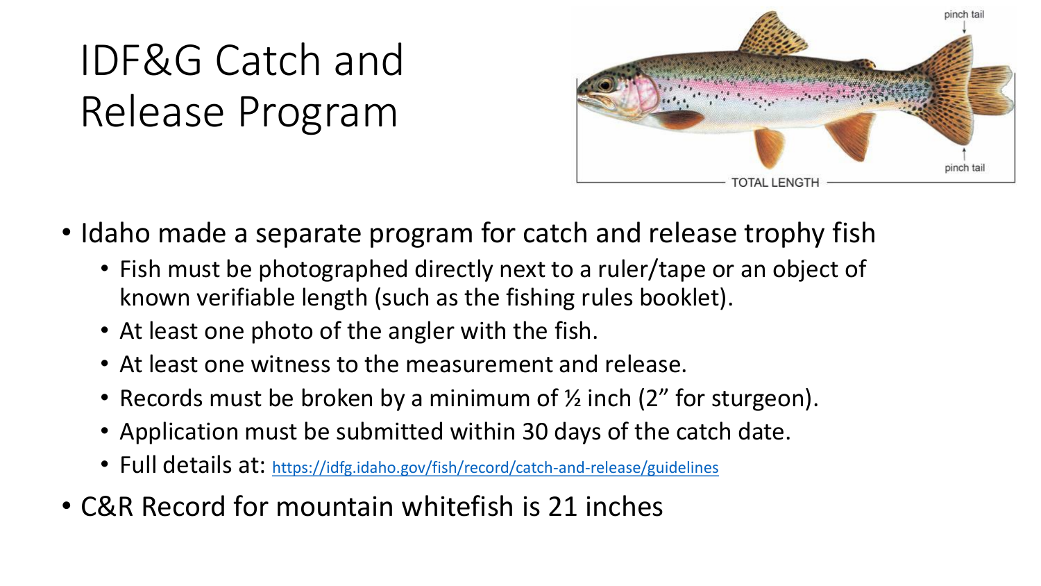# IDF&G Catch and Release Program

- Idaho made a separate program for catch and release trophy fish
  - Fish must be photographed directly next to a ruler/tape or an object of known verifiable length (such as the fishing rules booklet).
  - At least one photo of the angler with the fish.
  - At least one witness to the measurement and release.
  - Records must be broken by a minimum of ½ inch (2" for sturgeon).
  - Application must be submitted within 30 days of the catch date.
  - Full details at: https://idfg.idaho.gov/fish/record/catch-and-release/guidelines
- C&R Record for mountain whitefish is 21 inches